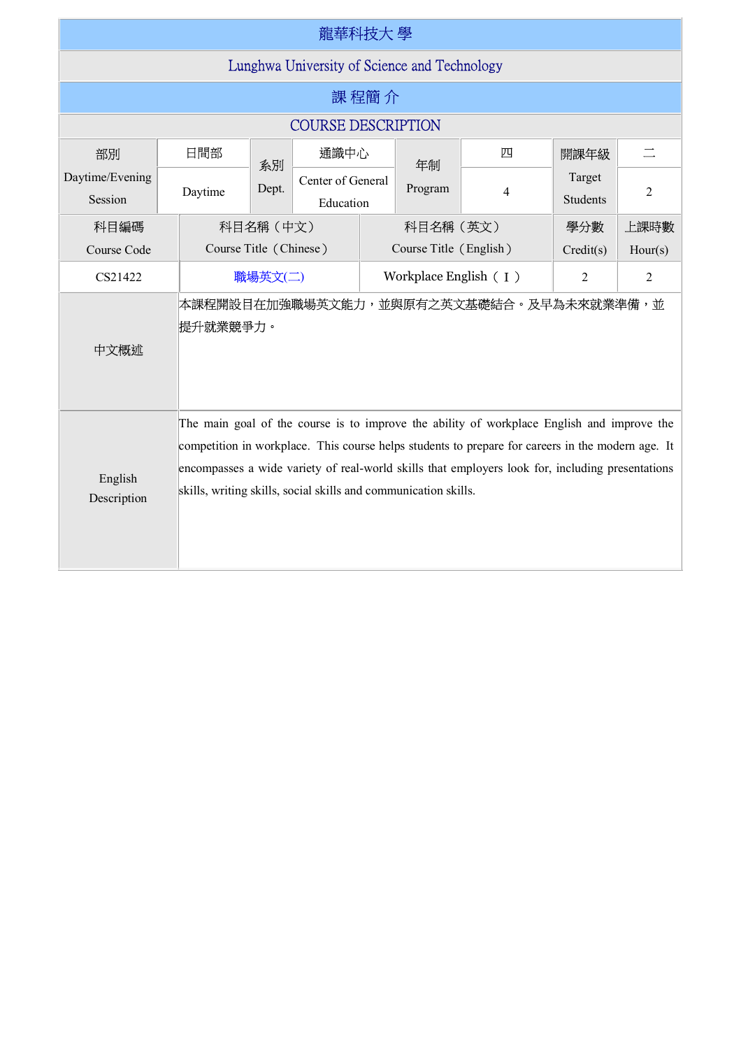# 龍華科技大 學

## Lunghwa University of Science and Technology

## 課 程簡 介

## COURSE DESCRIPTION

| 部別 Daytime/Evening Session | 日間部 Daytime | 系別 Dept. | 通識中心 Center of General Education | 年制 Program | 四 4 | 開課年級 Target Students | 二 2 |
|---|---|---|---|---|---|---|---|

| 科目編碼 Course Code | 科目名稱（中文） Course Title（Chinese） | 科目名稱（英文） Course Title（English） | 學分數 Credit(s) | 上課時數 Hour(s) |
|---|---|---|---|---|
| CS21422 | 職場英文(二) | Workplace English（ I ） | 2 | 2 |

| | |
|---|---|
| 中文概述 | 本課程開設目在加強職場英文能力，並與原有之英文基礎結合。及早為未來就業準備，並提升就業競爭力。 |
| English Description | The main goal of the course is to improve the ability of workplace English and improve the competition in workplace. This course helps students to prepare for careers in the modern age. It encompasses a wide variety of real-world skills that employers look for, including presentations skills, writing skills, social skills and communication skills. |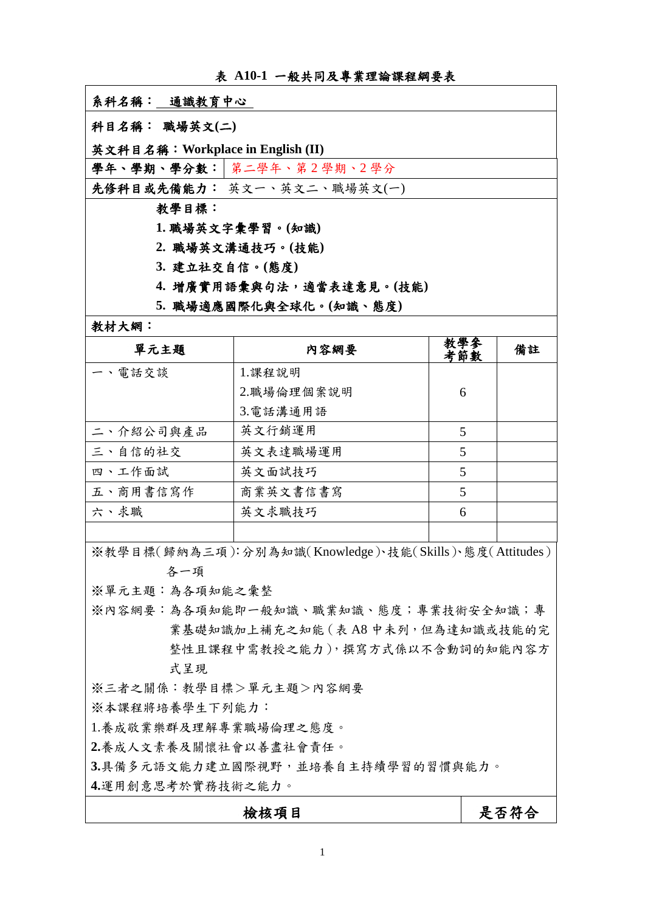**表 A10-1 一般共同及專業理論課程綱要表**

**系科名稱：** 通識教育中心

**科目名稱： 職場英文(二)**

**英文科目名稱：Workplace in English (II)**

**學年、學期、學分數：** 第二學年、第 2 學期、2 學分

**先修科目或先備能力：** 英文一、英文二、職場英文(一)

**教學目標：**

1. **職場英文字彙學習。(知識)**
2. **職場英文溝通技巧。(技能)**
3. **建立社交自信。(態度)**
4. **增廣實用語彙與句法，適當表達意見。(技能)**
5. **職場適應國際化與全球化。(知識、態度)**

**教材大綱：**

| 單元主題 | 內容綱要 | 教學參考節數 | 備註 |
|---|---|---|---|
| 一、電話交談 | 1.課程說明<br>2.職場倫理個案說明<br>3.電話溝通用語 | 6 | |
| 二、介紹公司與產品 | 英文行銷運用 | 5 | |
| 三、自信的社交 | 英文表達職場運用 | 5 | |
| 四、工作面試 | 英文面試技巧 | 5 | |
| 五、商用書信寫作 | 商業英文書信書寫 | 5 | |
| 六、求職 | 英文求職技巧 | 6 | |
| | | | |

※教學目標(歸納為三項):分別為知識(Knowledge)、技能(Skills)、態度(Attitudes)各一項

※單元主題：為各項知能之彙整

※內容綱要：為各項知能即一般知識、職業知識、態度；專業技術安全知識；專業基礎知識加上補充之知能(表 A8 中未列，但為達知識或技能的完整性且課程中需教授之能力)，撰寫方式係以不含動詞的知能內容方式呈現

※三者之關係：教學目標＞單元主題＞內容綱要

※本課程將培養學生下列能力：

1.養成敬業樂群及理解專業職場倫理之態度。

**2.**養成人文素養及關懷社會以善盡社會責任。

**3.**具備多元語文能力建立國際視野，並培養自主持續學習的習慣與能力。

**4.**運用創意思考於實務技術之能力。

| 檢核項目 | 是否符合 |
|---|---|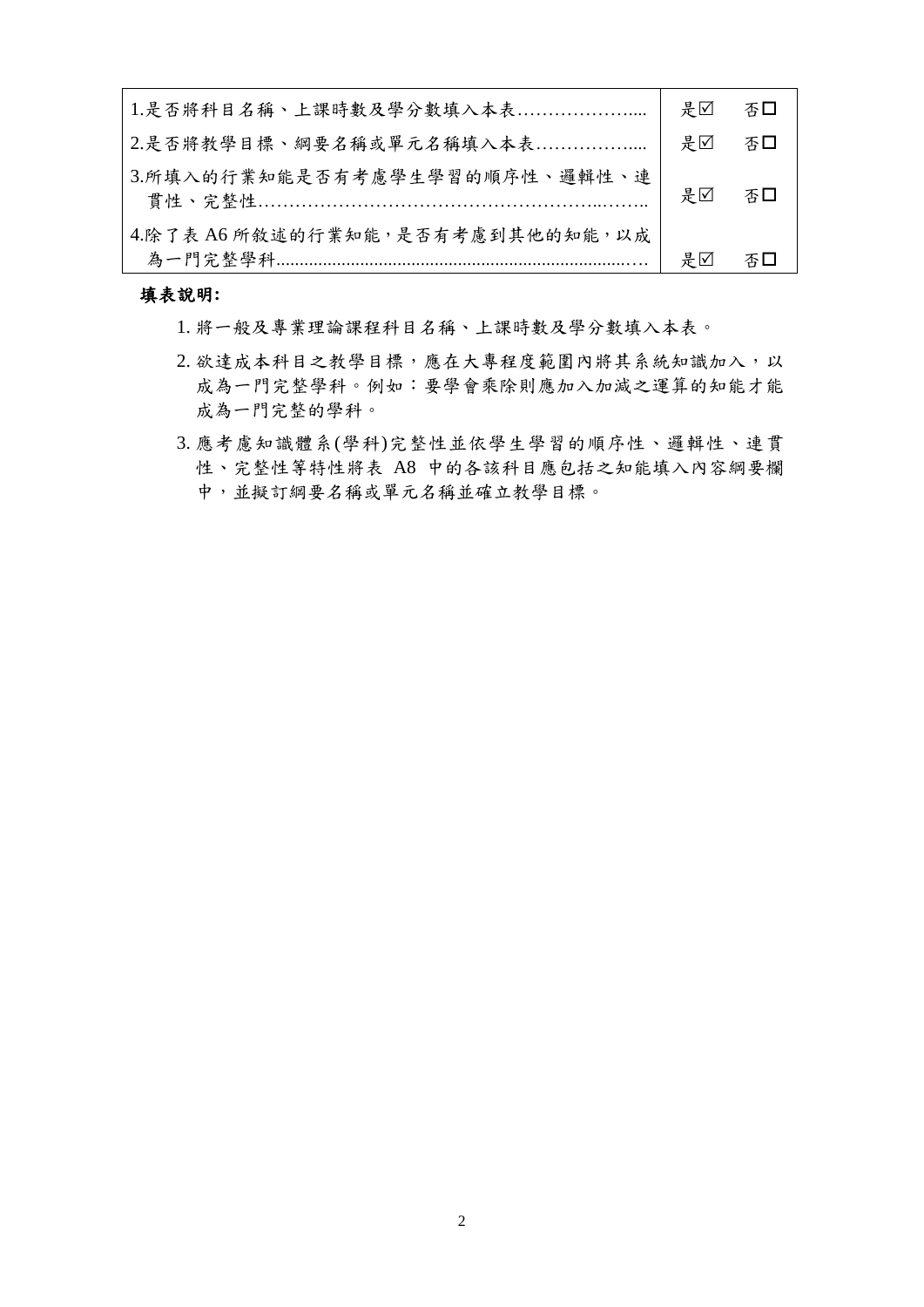| | | |
|---|---|---|
| 1.是否將科目名稱、上課時數及學分數填入本表………………..... | 是☑ | 否☐ |
| 2.是否將教學目標、綱要名稱或單元名稱填入本表…………….... | 是☑ | 否☐ |
| 3.所填入的行業知能是否有考慮學生學習的順序性、邏輯性、連貫性、完整性……………………………………………..…….. | 是☑ | 否☐ |
| 4.除了表 A6 所敘述的行業知能，是否有考慮到其他的知能，以成為一門完整學科.......................................................................… | 是☑ | 否☐ |

**填表說明:**

1. 將一般及專業理論課程科目名稱、上課時數及學分數填入本表。
2. 欲達成本科目之教學目標，應在大專程度範圍內將其系統知識加入，以成為一門完整學科。例如：要學會乘除則應加入加減之運算的知能才能成為一門完整的學科。
3. 應考慮知識體系(學科)完整性並依學生學習的順序性、邏輯性、連貫性、完整性等特性將表 A8 中的各該科目應包括之知能填入內容綱要欄中，並擬訂綱要名稱或單元名稱並確立教學目標。